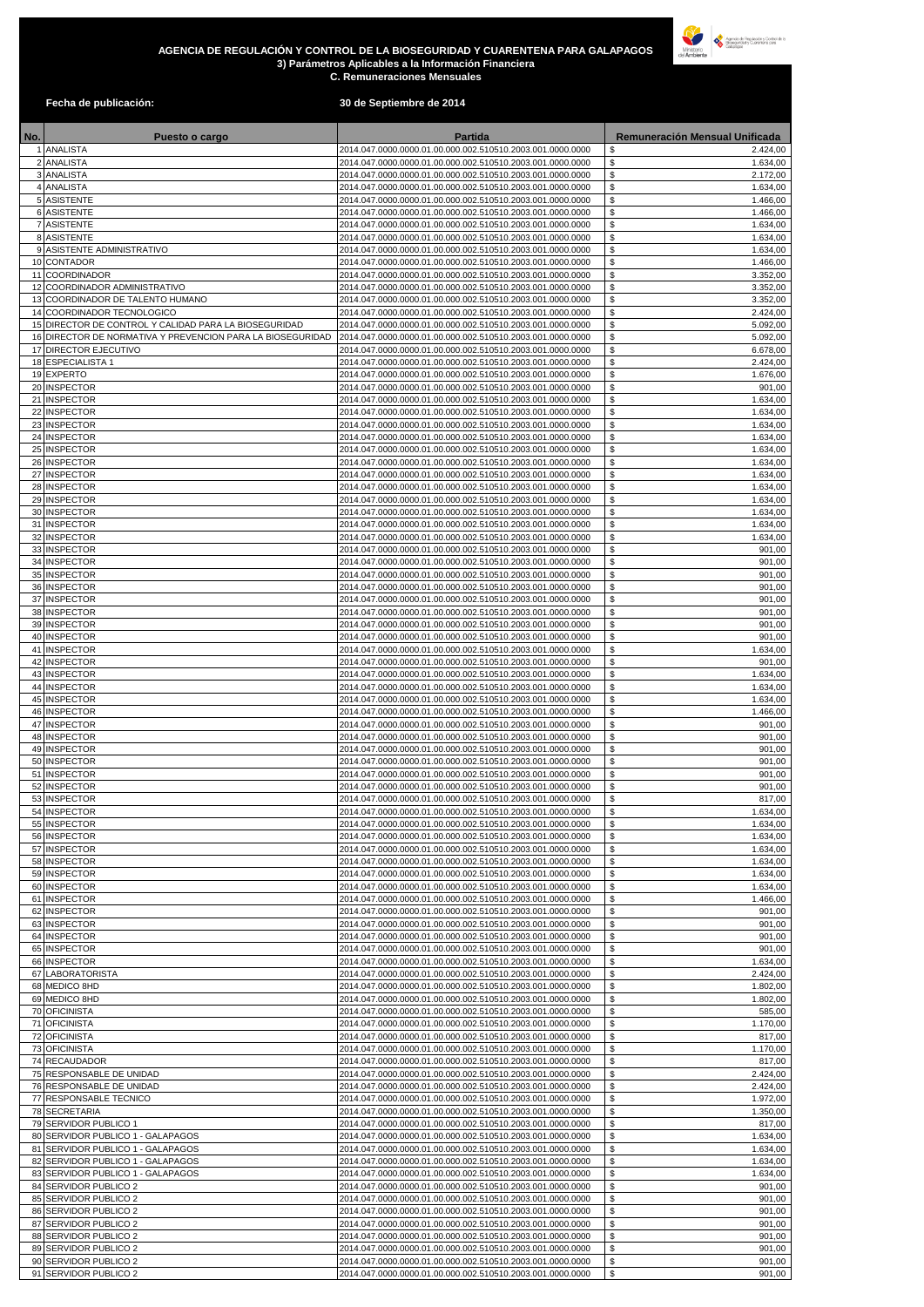# AGENCIA DE REGULACIÓN Y CONTROL DE LA BIOSEGURIDAD Y CUARENTENA PARA GALAPAGOS

## 3) Parámetros Aplicables a la Información Financiera

### C. Remuneraciones Mensuales

**Fecha de publicación:** **30 de Septiembre de 2014**

| No. | Puesto o cargo | Partida | Remuneración Mensual Unificada |
|---|---|---|---|
| 1 | ANALISTA | 2014.047.0000.0000.01.00.000.002.510510.2003.001.0000.0000 | $ 2.424,00 |
| 2 | ANALISTA | 2014.047.0000.0000.01.00.000.002.510510.2003.001.0000.0000 | $ 1.634,00 |
| 3 | ANALISTA | 2014.047.0000.0000.01.00.000.002.510510.2003.001.0000.0000 | $ 2.172,00 |
| 4 | ANALISTA | 2014.047.0000.0000.01.00.000.002.510510.2003.001.0000.0000 | $ 1.634,00 |
| 5 | ASISTENTE | 2014.047.0000.0000.01.00.000.002.510510.2003.001.0000.0000 | $ 1.466,00 |
| 6 | ASISTENTE | 2014.047.0000.0000.01.00.000.002.510510.2003.001.0000.0000 | $ 1.466,00 |
| 7 | ASISTENTE | 2014.047.0000.0000.01.00.000.002.510510.2003.001.0000.0000 | $ 1.634,00 |
| 8 | ASISTENTE | 2014.047.0000.0000.01.00.000.002.510510.2003.001.0000.0000 | $ 1.634,00 |
| 9 | ASISTENTE ADMINISTRATIVO | 2014.047.0000.0000.01.00.000.002.510510.2003.001.0000.0000 | $ 1.634,00 |
| 10 | CONTADOR | 2014.047.0000.0000.01.00.000.002.510510.2003.001.0000.0000 | $ 1.466,00 |
| 11 | COORDINADOR | 2014.047.0000.0000.01.00.000.002.510510.2003.001.0000.0000 | $ 3.352,00 |
| 12 | COORDINADOR ADMINISTRATIVO | 2014.047.0000.0000.01.00.000.002.510510.2003.001.0000.0000 | $ 3.352,00 |
| 13 | COORDINADOR DE TALENTO HUMANO | 2014.047.0000.0000.01.00.000.002.510510.2003.001.0000.0000 | $ 3.352,00 |
| 14 | COORDINADOR TECNOLOGICO | 2014.047.0000.0000.01.00.000.002.510510.2003.001.0000.0000 | $ 2.424,00 |
| 15 | DIRECTOR DE CONTROL Y CALIDAD PARA LA BIOSEGURIDAD | 2014.047.0000.0000.01.00.000.002.510510.2003.001.0000.0000 | $ 5.092,00 |
| 16 | DIRECTOR DE NORMATIVA Y PREVENCION PARA LA BIOSEGURIDAD | 2014.047.0000.0000.01.00.000.002.510510.2003.001.0000.0000 | $ 5.092,00 |
| 17 | DIRECTOR EJECUTIVO | 2014.047.0000.0000.01.00.000.002.510510.2003.001.0000.0000 | $ 6.678,00 |
| 18 | ESPECIALISTA 1 | 2014.047.0000.0000.01.00.000.002.510510.2003.001.0000.0000 | $ 2.424,00 |
| 19 | EXPERTO | 2014.047.0000.0000.01.00.000.002.510510.2003.001.0000.0000 | $ 1.676,00 |
| 20 | INSPECTOR | 2014.047.0000.0000.01.00.000.002.510510.2003.001.0000.0000 | $ 901,00 |
| 21 | INSPECTOR | 2014.047.0000.0000.01.00.000.002.510510.2003.001.0000.0000 | $ 1.634,00 |
| 22 | INSPECTOR | 2014.047.0000.0000.01.00.000.002.510510.2003.001.0000.0000 | $ 1.634,00 |
| 23 | INSPECTOR | 2014.047.0000.0000.01.00.000.002.510510.2003.001.0000.0000 | $ 1.634,00 |
| 24 | INSPECTOR | 2014.047.0000.0000.01.00.000.002.510510.2003.001.0000.0000 | $ 1.634,00 |
| 25 | INSPECTOR | 2014.047.0000.0000.01.00.000.002.510510.2003.001.0000.0000 | $ 1.634,00 |
| 26 | INSPECTOR | 2014.047.0000.0000.01.00.000.002.510510.2003.001.0000.0000 | $ 1.634,00 |
| 27 | INSPECTOR | 2014.047.0000.0000.01.00.000.002.510510.2003.001.0000.0000 | $ 1.634,00 |
| 28 | INSPECTOR | 2014.047.0000.0000.01.00.000.002.510510.2003.001.0000.0000 | $ 1.634,00 |
| 29 | INSPECTOR | 2014.047.0000.0000.01.00.000.002.510510.2003.001.0000.0000 | $ 1.634,00 |
| 30 | INSPECTOR | 2014.047.0000.0000.01.00.000.002.510510.2003.001.0000.0000 | $ 1.634,00 |
| 31 | INSPECTOR | 2014.047.0000.0000.01.00.000.002.510510.2003.001.0000.0000 | $ 1.634,00 |
| 32 | INSPECTOR | 2014.047.0000.0000.01.00.000.002.510510.2003.001.0000.0000 | $ 1.634,00 |
| 33 | INSPECTOR | 2014.047.0000.0000.01.00.000.002.510510.2003.001.0000.0000 | $ 901,00 |
| 34 | INSPECTOR | 2014.047.0000.0000.01.00.000.002.510510.2003.001.0000.0000 | $ 901,00 |
| 35 | INSPECTOR | 2014.047.0000.0000.01.00.000.002.510510.2003.001.0000.0000 | $ 901,00 |
| 36 | INSPECTOR | 2014.047.0000.0000.01.00.000.002.510510.2003.001.0000.0000 | $ 901,00 |
| 37 | INSPECTOR | 2014.047.0000.0000.01.00.000.002.510510.2003.001.0000.0000 | $ 901,00 |
| 38 | INSPECTOR | 2014.047.0000.0000.01.00.000.002.510510.2003.001.0000.0000 | $ 901,00 |
| 39 | INSPECTOR | 2014.047.0000.0000.01.00.000.002.510510.2003.001.0000.0000 | $ 901,00 |
| 40 | INSPECTOR | 2014.047.0000.0000.01.00.000.002.510510.2003.001.0000.0000 | $ 901,00 |
| 41 | INSPECTOR | 2014.047.0000.0000.01.00.000.002.510510.2003.001.0000.0000 | $ 1.634,00 |
| 42 | INSPECTOR | 2014.047.0000.0000.01.00.000.002.510510.2003.001.0000.0000 | $ 901,00 |
| 43 | INSPECTOR | 2014.047.0000.0000.01.00.000.002.510510.2003.001.0000.0000 | $ 1.634,00 |
| 44 | INSPECTOR | 2014.047.0000.0000.01.00.000.002.510510.2003.001.0000.0000 | $ 1.634,00 |
| 45 | INSPECTOR | 2014.047.0000.0000.01.00.000.002.510510.2003.001.0000.0000 | $ 1.634,00 |
| 46 | INSPECTOR | 2014.047.0000.0000.01.00.000.002.510510.2003.001.0000.0000 | $ 1.466,00 |
| 47 | INSPECTOR | 2014.047.0000.0000.01.00.000.002.510510.2003.001.0000.0000 | $ 901,00 |
| 48 | INSPECTOR | 2014.047.0000.0000.01.00.000.002.510510.2003.001.0000.0000 | $ 901,00 |
| 49 | INSPECTOR | 2014.047.0000.0000.01.00.000.002.510510.2003.001.0000.0000 | $ 901,00 |
| 50 | INSPECTOR | 2014.047.0000.0000.01.00.000.002.510510.2003.001.0000.0000 | $ 901,00 |
| 51 | INSPECTOR | 2014.047.0000.0000.01.00.000.002.510510.2003.001.0000.0000 | $ 901,00 |
| 52 | INSPECTOR | 2014.047.0000.0000.01.00.000.002.510510.2003.001.0000.0000 | $ 901,00 |
| 53 | INSPECTOR | 2014.047.0000.0000.01.00.000.002.510510.2003.001.0000.0000 | $ 817,00 |
| 54 | INSPECTOR | 2014.047.0000.0000.01.00.000.002.510510.2003.001.0000.0000 | $ 1.634,00 |
| 55 | INSPECTOR | 2014.047.0000.0000.01.00.000.002.510510.2003.001.0000.0000 | $ 1.634,00 |
| 56 | INSPECTOR | 2014.047.0000.0000.01.00.000.002.510510.2003.001.0000.0000 | $ 1.634,00 |
| 57 | INSPECTOR | 2014.047.0000.0000.01.00.000.002.510510.2003.001.0000.0000 | $ 1.634,00 |
| 58 | INSPECTOR | 2014.047.0000.0000.01.00.000.002.510510.2003.001.0000.0000 | $ 1.634,00 |
| 59 | INSPECTOR | 2014.047.0000.0000.01.00.000.002.510510.2003.001.0000.0000 | $ 1.634,00 |
| 60 | INSPECTOR | 2014.047.0000.0000.01.00.000.002.510510.2003.001.0000.0000 | $ 1.634,00 |
| 61 | INSPECTOR | 2014.047.0000.0000.01.00.000.002.510510.2003.001.0000.0000 | $ 1.466,00 |
| 62 | INSPECTOR | 2014.047.0000.0000.01.00.000.002.510510.2003.001.0000.0000 | $ 901,00 |
| 63 | INSPECTOR | 2014.047.0000.0000.01.00.000.002.510510.2003.001.0000.0000 | $ 901,00 |
| 64 | INSPECTOR | 2014.047.0000.0000.01.00.000.002.510510.2003.001.0000.0000 | $ 901,00 |
| 65 | INSPECTOR | 2014.047.0000.0000.01.00.000.002.510510.2003.001.0000.0000 | $ 901,00 |
| 66 | INSPECTOR | 2014.047.0000.0000.01.00.000.002.510510.2003.001.0000.0000 | $ 1.634,00 |
| 67 | LABORATORISTA | 2014.047.0000.0000.01.00.000.002.510510.2003.001.0000.0000 | $ 2.424,00 |
| 68 | MEDICO 8HD | 2014.047.0000.0000.01.00.000.002.510510.2003.001.0000.0000 | $ 1.802,00 |
| 69 | MEDICO 8HD | 2014.047.0000.0000.01.00.000.002.510510.2003.001.0000.0000 | $ 1.802,00 |
| 70 | OFICINISTA | 2014.047.0000.0000.01.00.000.002.510510.2003.001.0000.0000 | $ 585,00 |
| 71 | OFICINISTA | 2014.047.0000.0000.01.00.000.002.510510.2003.001.0000.0000 | $ 1.170,00 |
| 72 | OFICINISTA | 2014.047.0000.0000.01.00.000.002.510510.2003.001.0000.0000 | $ 817,00 |
| 73 | OFICINISTA | 2014.047.0000.0000.01.00.000.002.510510.2003.001.0000.0000 | $ 1.170,00 |
| 74 | RECAUDADOR | 2014.047.0000.0000.01.00.000.002.510510.2003.001.0000.0000 | $ 817,00 |
| 75 | RESPONSABLE DE UNIDAD | 2014.047.0000.0000.01.00.000.002.510510.2003.001.0000.0000 | $ 2.424,00 |
| 76 | RESPONSABLE DE UNIDAD | 2014.047.0000.0000.01.00.000.002.510510.2003.001.0000.0000 | $ 2.424,00 |
| 77 | RESPONSABLE TECNICO | 2014.047.0000.0000.01.00.000.002.510510.2003.001.0000.0000 | $ 1.972,00 |
| 78 | SECRETARIA | 2014.047.0000.0000.01.00.000.002.510510.2003.001.0000.0000 | $ 1.350,00 |
| 79 | SERVIDOR PUBLICO 1 | 2014.047.0000.0000.01.00.000.002.510510.2003.001.0000.0000 | $ 817,00 |
| 80 | SERVIDOR PUBLICO 1 - GALAPAGOS | 2014.047.0000.0000.01.00.000.002.510510.2003.001.0000.0000 | $ 1.634,00 |
| 81 | SERVIDOR PUBLICO 1 - GALAPAGOS | 2014.047.0000.0000.01.00.000.002.510510.2003.001.0000.0000 | $ 1.634,00 |
| 82 | SERVIDOR PUBLICO 1 - GALAPAGOS | 2014.047.0000.0000.01.00.000.002.510510.2003.001.0000.0000 | $ 1.634,00 |
| 83 | SERVIDOR PUBLICO 1 - GALAPAGOS | 2014.047.0000.0000.01.00.000.002.510510.2003.001.0000.0000 | $ 1.634,00 |
| 84 | SERVIDOR PUBLICO 2 | 2014.047.0000.0000.01.00.000.002.510510.2003.001.0000.0000 | $ 901,00 |
| 85 | SERVIDOR PUBLICO 2 | 2014.047.0000.0000.01.00.000.002.510510.2003.001.0000.0000 | $ 901,00 |
| 86 | SERVIDOR PUBLICO 2 | 2014.047.0000.0000.01.00.000.002.510510.2003.001.0000.0000 | $ 901,00 |
| 87 | SERVIDOR PUBLICO 2 | 2014.047.0000.0000.01.00.000.002.510510.2003.001.0000.0000 | $ 901,00 |
| 88 | SERVIDOR PUBLICO 2 | 2014.047.0000.0000.01.00.000.002.510510.2003.001.0000.0000 | $ 901,00 |
| 89 | SERVIDOR PUBLICO 2 | 2014.047.0000.0000.01.00.000.002.510510.2003.001.0000.0000 | $ 901,00 |
| 90 | SERVIDOR PUBLICO 2 | 2014.047.0000.0000.01.00.000.002.510510.2003.001.0000.0000 | $ 901,00 |
| 91 | SERVIDOR PUBLICO 2 | 2014.047.0000.0000.01.00.000.002.510510.2003.001.0000.0000 | $ 901,00 |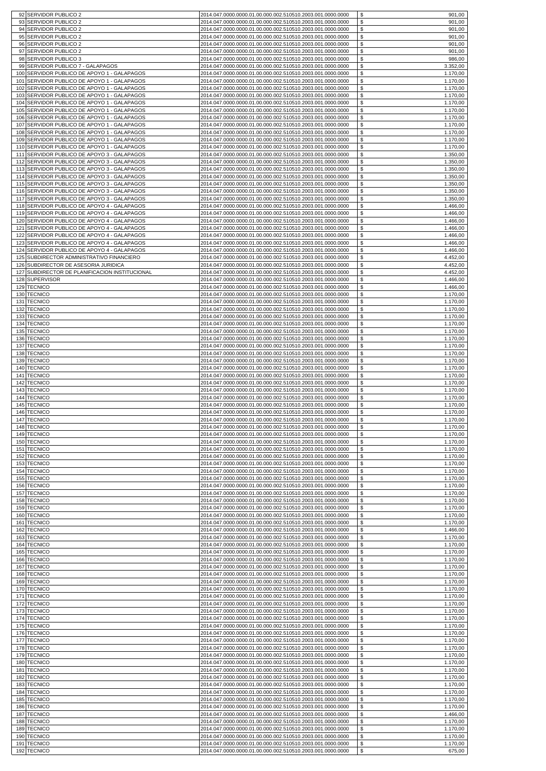| | | | | |
|---|---|---|---|---|
| 92 | SERVIDOR PUBLICO 2 | 2014.047.0000.0000.01.00.000.002.510510.2003.001.0000.0000 | $ | 901,00 |
| 93 | SERVIDOR PUBLICO 2 | 2014.047.0000.0000.01.00.000.002.510510.2003.001.0000.0000 | $ | 901,00 |
| 94 | SERVIDOR PUBLICO 2 | 2014.047.0000.0000.01.00.000.002.510510.2003.001.0000.0000 | $ | 901,00 |
| 95 | SERVIDOR PUBLICO 2 | 2014.047.0000.0000.01.00.000.002.510510.2003.001.0000.0000 | $ | 901,00 |
| 96 | SERVIDOR PUBLICO 2 | 2014.047.0000.0000.01.00.000.002.510510.2003.001.0000.0000 | $ | 901,00 |
| 97 | SERVIDOR PUBLICO 2 | 2014.047.0000.0000.01.00.000.002.510510.2003.001.0000.0000 | $ | 901,00 |
| 98 | SERVIDOR PUBLICO 3 | 2014.047.0000.0000.01.00.000.002.510510.2003.001.0000.0000 | $ | 986,00 |
| 99 | SERVIDOR PUBLICO 7 - GALAPAGOS | 2014.047.0000.0000.01.00.000.002.510510.2003.001.0000.0000 | $ | 3.352,00 |
| 100 | SERVIDOR PUBLICO DE APOYO 1 - GALAPAGOS | 2014.047.0000.0000.01.00.000.002.510510.2003.001.0000.0000 | $ | 1.170,00 |
| 101 | SERVIDOR PUBLICO DE APOYO 1 - GALAPAGOS | 2014.047.0000.0000.01.00.000.002.510510.2003.001.0000.0000 | $ | 1.170,00 |
| 102 | SERVIDOR PUBLICO DE APOYO 1 - GALAPAGOS | 2014.047.0000.0000.01.00.000.002.510510.2003.001.0000.0000 | $ | 1.170,00 |
| 103 | SERVIDOR PUBLICO DE APOYO 1 - GALAPAGOS | 2014.047.0000.0000.01.00.000.002.510510.2003.001.0000.0000 | $ | 1.170,00 |
| 104 | SERVIDOR PUBLICO DE APOYO 1 - GALAPAGOS | 2014.047.0000.0000.01.00.000.002.510510.2003.001.0000.0000 | $ | 1.170,00 |
| 105 | SERVIDOR PUBLICO DE APOYO 1 - GALAPAGOS | 2014.047.0000.0000.01.00.000.002.510510.2003.001.0000.0000 | $ | 1.170,00 |
| 106 | SERVIDOR PUBLICO DE APOYO 1 - GALAPAGOS | 2014.047.0000.0000.01.00.000.002.510510.2003.001.0000.0000 | $ | 1.170,00 |
| 107 | SERVIDOR PUBLICO DE APOYO 1 - GALAPAGOS | 2014.047.0000.0000.01.00.000.002.510510.2003.001.0000.0000 | $ | 1.170,00 |
| 108 | SERVIDOR PUBLICO DE APOYO 1 - GALAPAGOS | 2014.047.0000.0000.01.00.000.002.510510.2003.001.0000.0000 | $ | 1.170,00 |
| 109 | SERVIDOR PUBLICO DE APOYO 1 - GALAPAGOS | 2014.047.0000.0000.01.00.000.002.510510.2003.001.0000.0000 | $ | 1.170,00 |
| 110 | SERVIDOR PUBLICO DE APOYO 1 - GALAPAGOS | 2014.047.0000.0000.01.00.000.002.510510.2003.001.0000.0000 | $ | 1.170,00 |
| 111 | SERVIDOR PUBLICO DE APOYO 3 - GALAPAGOS | 2014.047.0000.0000.01.00.000.002.510510.2003.001.0000.0000 | $ | 1.350,00 |
| 112 | SERVIDOR PUBLICO DE APOYO 3 - GALAPAGOS | 2014.047.0000.0000.01.00.000.002.510510.2003.001.0000.0000 | $ | 1.350,00 |
| 113 | SERVIDOR PUBLICO DE APOYO 3 - GALAPAGOS | 2014.047.0000.0000.01.00.000.002.510510.2003.001.0000.0000 | $ | 1.350,00 |
| 114 | SERVIDOR PUBLICO DE APOYO 3 - GALAPAGOS | 2014.047.0000.0000.01.00.000.002.510510.2003.001.0000.0000 | $ | 1.350,00 |
| 115 | SERVIDOR PUBLICO DE APOYO 3 - GALAPAGOS | 2014.047.0000.0000.01.00.000.002.510510.2003.001.0000.0000 | $ | 1.350,00 |
| 116 | SERVIDOR PUBLICO DE APOYO 3 - GALAPAGOS | 2014.047.0000.0000.01.00.000.002.510510.2003.001.0000.0000 | $ | 1.350,00 |
| 117 | SERVIDOR PUBLICO DE APOYO 3 - GALAPAGOS | 2014.047.0000.0000.01.00.000.002.510510.2003.001.0000.0000 | $ | 1.350,00 |
| 118 | SERVIDOR PUBLICO DE APOYO 4 - GALAPAGOS | 2014.047.0000.0000.01.00.000.002.510510.2003.001.0000.0000 | $ | 1.466,00 |
| 119 | SERVIDOR PUBLICO DE APOYO 4 - GALAPAGOS | 2014.047.0000.0000.01.00.000.002.510510.2003.001.0000.0000 | $ | 1.466,00 |
| 120 | SERVIDOR PUBLICO DE APOYO 4 - GALAPAGOS | 2014.047.0000.0000.01.00.000.002.510510.2003.001.0000.0000 | $ | 1.466,00 |
| 121 | SERVIDOR PUBLICO DE APOYO 4 - GALAPAGOS | 2014.047.0000.0000.01.00.000.002.510510.2003.001.0000.0000 | $ | 1.466,00 |
| 122 | SERVIDOR PUBLICO DE APOYO 4 - GALAPAGOS | 2014.047.0000.0000.01.00.000.002.510510.2003.001.0000.0000 | $ | 1.466,00 |
| 123 | SERVIDOR PUBLICO DE APOYO 4 - GALAPAGOS | 2014.047.0000.0000.01.00.000.002.510510.2003.001.0000.0000 | $ | 1.466,00 |
| 124 | SERVIDOR PUBLICO DE APOYO 4 - GALAPAGOS | 2014.047.0000.0000.01.00.000.002.510510.2003.001.0000.0000 | $ | 1.466,00 |
| 125 | SUBDIRECTOR ADMINISTRATIVO FINANCIERO | 2014.047.0000.0000.01.00.000.002.510510.2003.001.0000.0000 | $ | 4.452,00 |
| 126 | SUBDIRECTOR DE ASESORIA JURIDICA | 2014.047.0000.0000.01.00.000.002.510510.2003.001.0000.0000 | $ | 4.452,00 |
| 127 | SUBDIRECTOR DE PLANIFICACION INSTITUCIONAL | 2014.047.0000.0000.01.00.000.002.510510.2003.001.0000.0000 | $ | 4.452,00 |
| 128 | SUPERVISOR | 2014.047.0000.0000.01.00.000.002.510510.2003.001.0000.0000 | $ | 1.466,00 |
| 129 | TECNICO | 2014.047.0000.0000.01.00.000.002.510510.2003.001.0000.0000 | $ | 1.466,00 |
| 130 | TECNICO | 2014.047.0000.0000.01.00.000.002.510510.2003.001.0000.0000 | $ | 1.170,00 |
| 131 | TECNICO | 2014.047.0000.0000.01.00.000.002.510510.2003.001.0000.0000 | $ | 1.170,00 |
| 132 | TECNICO | 2014.047.0000.0000.01.00.000.002.510510.2003.001.0000.0000 | $ | 1.170,00 |
| 133 | TECNICO | 2014.047.0000.0000.01.00.000.002.510510.2003.001.0000.0000 | $ | 1.170,00 |
| 134 | TECNICO | 2014.047.0000.0000.01.00.000.002.510510.2003.001.0000.0000 | $ | 1.170,00 |
| 135 | TECNICO | 2014.047.0000.0000.01.00.000.002.510510.2003.001.0000.0000 | $ | 1.170,00 |
| 136 | TECNICO | 2014.047.0000.0000.01.00.000.002.510510.2003.001.0000.0000 | $ | 1.170,00 |
| 137 | TECNICO | 2014.047.0000.0000.01.00.000.002.510510.2003.001.0000.0000 | $ | 1.170,00 |
| 138 | TECNICO | 2014.047.0000.0000.01.00.000.002.510510.2003.001.0000.0000 | $ | 1.170,00 |
| 139 | TECNICO | 2014.047.0000.0000.01.00.000.002.510510.2003.001.0000.0000 | $ | 1.170,00 |
| 140 | TECNICO | 2014.047.0000.0000.01.00.000.002.510510.2003.001.0000.0000 | $ | 1.170,00 |
| 141 | TECNICO | 2014.047.0000.0000.01.00.000.002.510510.2003.001.0000.0000 | $ | 1.170,00 |
| 142 | TECNICO | 2014.047.0000.0000.01.00.000.002.510510.2003.001.0000.0000 | $ | 1.170,00 |
| 143 | TECNICO | 2014.047.0000.0000.01.00.000.002.510510.2003.001.0000.0000 | $ | 1.170,00 |
| 144 | TECNICO | 2014.047.0000.0000.01.00.000.002.510510.2003.001.0000.0000 | $ | 1.170,00 |
| 145 | TECNICO | 2014.047.0000.0000.01.00.000.002.510510.2003.001.0000.0000 | $ | 1.170,00 |
| 146 | TECNICO | 2014.047.0000.0000.01.00.000.002.510510.2003.001.0000.0000 | $ | 1.170,00 |
| 147 | TECNICO | 2014.047.0000.0000.01.00.000.002.510510.2003.001.0000.0000 | $ | 1.170,00 |
| 148 | TECNICO | 2014.047.0000.0000.01.00.000.002.510510.2003.001.0000.0000 | $ | 1.170,00 |
| 149 | TECNICO | 2014.047.0000.0000.01.00.000.002.510510.2003.001.0000.0000 | $ | 1.170,00 |
| 150 | TECNICO | 2014.047.0000.0000.01.00.000.002.510510.2003.001.0000.0000 | $ | 1.170,00 |
| 151 | TECNICO | 2014.047.0000.0000.01.00.000.002.510510.2003.001.0000.0000 | $ | 1.170,00 |
| 152 | TECNICO | 2014.047.0000.0000.01.00.000.002.510510.2003.001.0000.0000 | $ | 1.170,00 |
| 153 | TECNICO | 2014.047.0000.0000.01.00.000.002.510510.2003.001.0000.0000 | $ | 1.170,00 |
| 154 | TECNICO | 2014.047.0000.0000.01.00.000.002.510510.2003.001.0000.0000 | $ | 1.170,00 |
| 155 | TECNICO | 2014.047.0000.0000.01.00.000.002.510510.2003.001.0000.0000 | $ | 1.170,00 |
| 156 | TECNICO | 2014.047.0000.0000.01.00.000.002.510510.2003.001.0000.0000 | $ | 1.170,00 |
| 157 | TECNICO | 2014.047.0000.0000.01.00.000.002.510510.2003.001.0000.0000 | $ | 1.170,00 |
| 158 | TECNICO | 2014.047.0000.0000.01.00.000.002.510510.2003.001.0000.0000 | $ | 1.170,00 |
| 159 | TECNICO | 2014.047.0000.0000.01.00.000.002.510510.2003.001.0000.0000 | $ | 1.170,00 |
| 160 | TECNICO | 2014.047.0000.0000.01.00.000.002.510510.2003.001.0000.0000 | $ | 1.170,00 |
| 161 | TECNICO | 2014.047.0000.0000.01.00.000.002.510510.2003.001.0000.0000 | $ | 1.170,00 |
| 162 | TECNICO | 2014.047.0000.0000.01.00.000.002.510510.2003.001.0000.0000 | $ | 1.466,00 |
| 163 | TECNICO | 2014.047.0000.0000.01.00.000.002.510510.2003.001.0000.0000 | $ | 1.170,00 |
| 164 | TECNICO | 2014.047.0000.0000.01.00.000.002.510510.2003.001.0000.0000 | $ | 1.170,00 |
| 165 | TECNICO | 2014.047.0000.0000.01.00.000.002.510510.2003.001.0000.0000 | $ | 1.170,00 |
| 166 | TECNICO | 2014.047.0000.0000.01.00.000.002.510510.2003.001.0000.0000 | $ | 1.170,00 |
| 167 | TECNICO | 2014.047.0000.0000.01.00.000.002.510510.2003.001.0000.0000 | $ | 1.170,00 |
| 168 | TECNICO | 2014.047.0000.0000.01.00.000.002.510510.2003.001.0000.0000 | $ | 1.170,00 |
| 169 | TECNICO | 2014.047.0000.0000.01.00.000.002.510510.2003.001.0000.0000 | $ | 1.170,00 |
| 170 | TECNICO | 2014.047.0000.0000.01.00.000.002.510510.2003.001.0000.0000 | $ | 1.170,00 |
| 171 | TECNICO | 2014.047.0000.0000.01.00.000.002.510510.2003.001.0000.0000 | $ | 1.170,00 |
| 172 | TECNICO | 2014.047.0000.0000.01.00.000.002.510510.2003.001.0000.0000 | $ | 1.170,00 |
| 173 | TECNICO | 2014.047.0000.0000.01.00.000.002.510510.2003.001.0000.0000 | $ | 1.170,00 |
| 174 | TECNICO | 2014.047.0000.0000.01.00.000.002.510510.2003.001.0000.0000 | $ | 1.170,00 |
| 175 | TECNICO | 2014.047.0000.0000.01.00.000.002.510510.2003.001.0000.0000 | $ | 1.170,00 |
| 176 | TECNICO | 2014.047.0000.0000.01.00.000.002.510510.2003.001.0000.0000 | $ | 1.170,00 |
| 177 | TECNICO | 2014.047.0000.0000.01.00.000.002.510510.2003.001.0000.0000 | $ | 1.170,00 |
| 178 | TECNICO | 2014.047.0000.0000.01.00.000.002.510510.2003.001.0000.0000 | $ | 1.170,00 |
| 179 | TECNICO | 2014.047.0000.0000.01.00.000.002.510510.2003.001.0000.0000 | $ | 1.170,00 |
| 180 | TECNICO | 2014.047.0000.0000.01.00.000.002.510510.2003.001.0000.0000 | $ | 1.170,00 |
| 181 | TECNICO | 2014.047.0000.0000.01.00.000.002.510510.2003.001.0000.0000 | $ | 1.170,00 |
| 182 | TECNICO | 2014.047.0000.0000.01.00.000.002.510510.2003.001.0000.0000 | $ | 1.170,00 |
| 183 | TECNICO | 2014.047.0000.0000.01.00.000.002.510510.2003.001.0000.0000 | $ | 1.170,00 |
| 184 | TECNICO | 2014.047.0000.0000.01.00.000.002.510510.2003.001.0000.0000 | $ | 1.170,00 |
| 185 | TECNICO | 2014.047.0000.0000.01.00.000.002.510510.2003.001.0000.0000 | $ | 1.170,00 |
| 186 | TECNICO | 2014.047.0000.0000.01.00.000.002.510510.2003.001.0000.0000 | $ | 1.170,00 |
| 187 | TECNICO | 2014.047.0000.0000.01.00.000.002.510510.2003.001.0000.0000 | $ | 1.466,00 |
| 188 | TECNICO | 2014.047.0000.0000.01.00.000.002.510510.2003.001.0000.0000 | $ | 1.170,00 |
| 189 | TECNICO | 2014.047.0000.0000.01.00.000.002.510510.2003.001.0000.0000 | $ | 1.170,00 |
| 190 | TECNICO | 2014.047.0000.0000.01.00.000.002.510510.2003.001.0000.0000 | $ | 1.170,00 |
| 191 | TECNICO | 2014.047.0000.0000.01.00.000.002.510510.2003.001.0000.0000 | $ | 1.170,00 |
| 192 | TECNICO | 2014.047.0000.0000.01.00.000.002.510510.2003.001.0000.0000 | $ | 675,00 |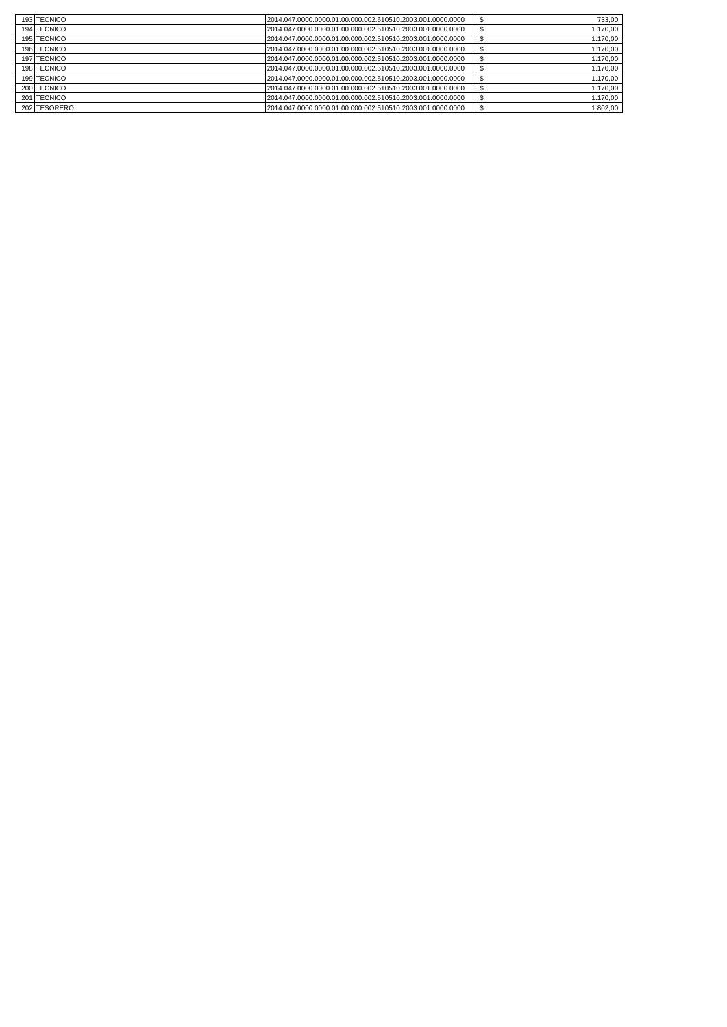| | | | | |
|---|---|---|---|---|
| 193 | TECNICO | 2014.047.0000.0000.01.00.000.002.510510.2003.001.0000.0000 | $ | 733,00 |
| 194 | TECNICO | 2014.047.0000.0000.01.00.000.002.510510.2003.001.0000.0000 | $ | 1.170,00 |
| 195 | TECNICO | 2014.047.0000.0000.01.00.000.002.510510.2003.001.0000.0000 | $ | 1.170,00 |
| 196 | TECNICO | 2014.047.0000.0000.01.00.000.002.510510.2003.001.0000.0000 | $ | 1.170,00 |
| 197 | TECNICO | 2014.047.0000.0000.01.00.000.002.510510.2003.001.0000.0000 | $ | 1.170,00 |
| 198 | TECNICO | 2014.047.0000.0000.01.00.000.002.510510.2003.001.0000.0000 | $ | 1.170,00 |
| 199 | TECNICO | 2014.047.0000.0000.01.00.000.002.510510.2003.001.0000.0000 | $ | 1.170,00 |
| 200 | TECNICO | 2014.047.0000.0000.01.00.000.002.510510.2003.001.0000.0000 | $ | 1.170,00 |
| 201 | TECNICO | 2014.047.0000.0000.01.00.000.002.510510.2003.001.0000.0000 | $ | 1.170,00 |
| 202 | TESORERO | 2014.047.0000.0000.01.00.000.002.510510.2003.001.0000.0000 | $ | 1.802,00 |